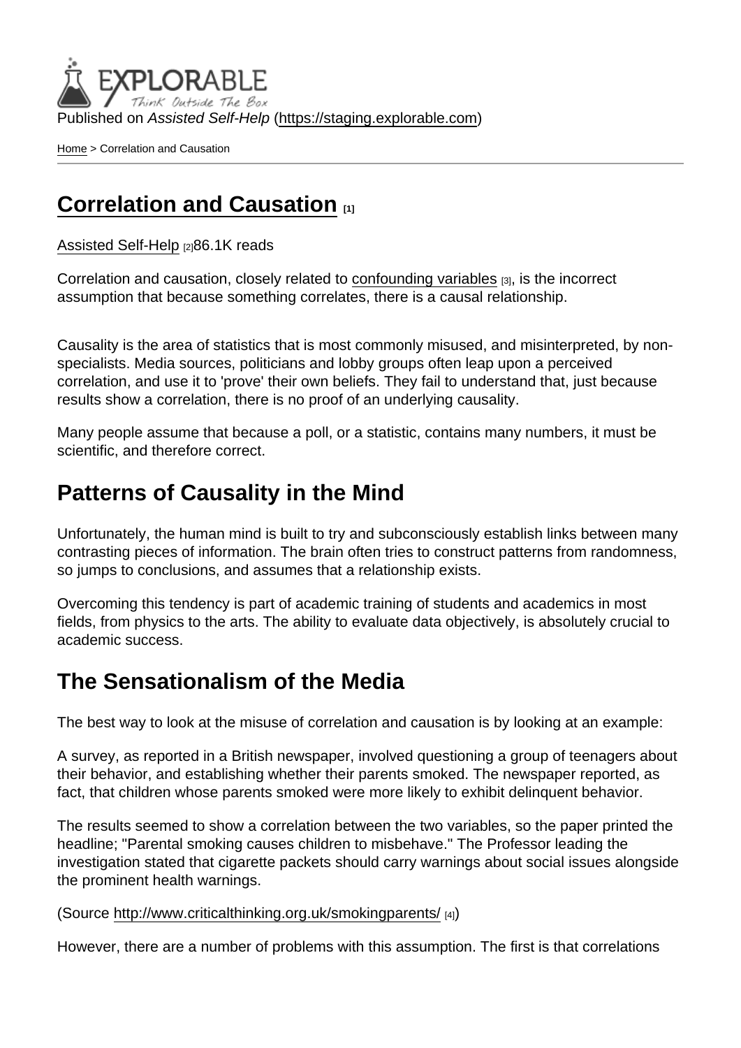Published on *Assisted Self-Help* (https://staging.explorable.com)

Home > Correlation and Causation

# Correlation and Causation [1]

Assisted Self-Help [2] 86.1K reads

Correlation and causation, closely related to confounding variables [3], is the incorrect assumption that because something correlates, there is a causal relationship.

Causality is the area of statistics that is most commonly misused, and misinterpreted, by non-specialists. Media sources, politicians and lobby groups often leap upon a perceived correlation, and use it to 'prove' their own beliefs. They fail to understand that, just because results show a correlation, there is no proof of an underlying causality.

Many people assume that because a poll, or a statistic, contains many numbers, it must be scientific, and therefore correct.

## Patterns of Causality in the Mind

Unfortunately, the human mind is built to try and subconsciously establish links between many contrasting pieces of information. The brain often tries to construct patterns from randomness, so jumps to conclusions, and assumes that a relationship exists.

Overcoming this tendency is part of academic training of students and academics in most fields, from physics to the arts. The ability to evaluate data objectively, is absolutely crucial to academic success.

## The Sensationalism of the Media

The best way to look at the misuse of correlation and causation is by looking at an example:

A survey, as reported in a British newspaper, involved questioning a group of teenagers about their behavior, and establishing whether their parents smoked. The newspaper reported, as fact, that children whose parents smoked were more likely to exhibit delinquent behavior.

The results seemed to show a correlation between the two variables, so the paper printed the headline; "Parental smoking causes children to misbehave." The Professor leading the investigation stated that cigarette packets should carry warnings about social issues alongside the prominent health warnings.

(Source http://www.criticalthinking.org.uk/smokingparents/ [4])

However, there are a number of problems with this assumption. The first is that correlations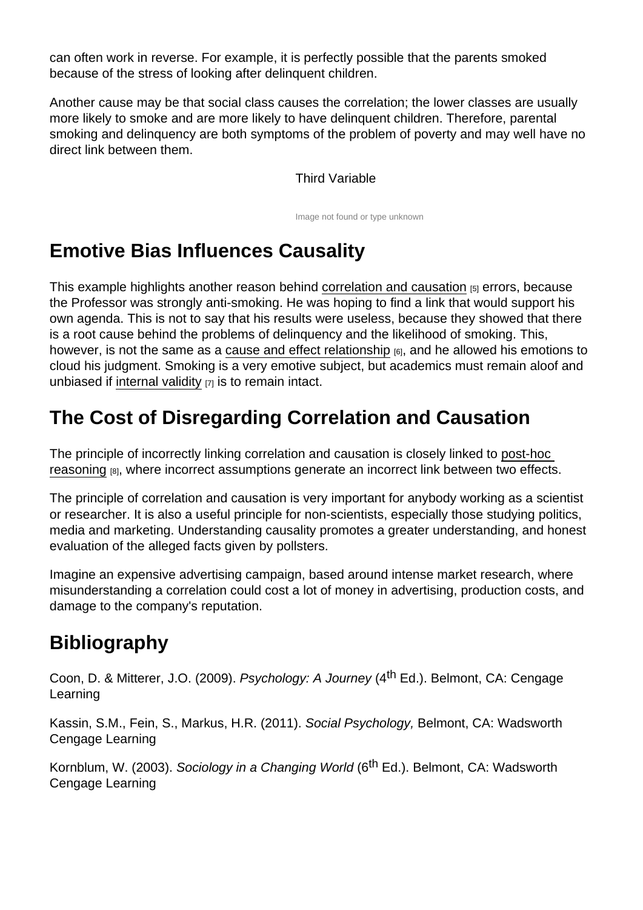can often work in reverse. For example, it is perfectly possible that the parents smoked because of the stress of looking after delinquent children.

Another cause may be that social class causes the correlation; the lower classes are usually more likely to smoke and are more likely to have delinquent children. Therefore, parental smoking and delinquency are both symptoms of the problem of poverty and may well have no direct link between them.

Third Variable

Image not found or type unknown

## Emotive Bias Influences Causality

This example highlights another reason behind correlation and causation [5] errors, because the Professor was strongly anti-smoking. He was hoping to find a link that would support his own agenda. This is not to say that his results were useless, because they showed that there is a root cause behind the problems of delinquency and the likelihood of smoking. This, however, is not the same as a cause and effect relationship [6], and he allowed his emotions to cloud his judgment. Smoking is a very emotive subject, but academics must remain aloof and unbiased if internal validity [7] is to remain intact.

## The Cost of Disregarding Correlation and Causation

The principle of incorrectly linking correlation and causation is closely linked to post-hoc reasoning [8], where incorrect assumptions generate an incorrect link between two effects.

The principle of correlation and causation is very important for anybody working as a scientist or researcher. It is also a useful principle for non-scientists, especially those studying politics, media and marketing. Understanding causality promotes a greater understanding, and honest evaluation of the alleged facts given by pollsters.

Imagine an expensive advertising campaign, based around intense market research, where misunderstanding a correlation could cost a lot of money in advertising, production costs, and damage to the company's reputation.

## Bibliography

Coon, D. & Mitterer, J.O. (2009). *Psychology: A Journey* (4th Ed.). Belmont, CA: Cengage Learning

Kassin, S.M., Fein, S., Markus, H.R. (2011). *Social Psychology,* Belmont, CA: Wadsworth Cengage Learning

Kornblum, W. (2003). *Sociology in a Changing World* (6th Ed.). Belmont, CA: Wadsworth Cengage Learning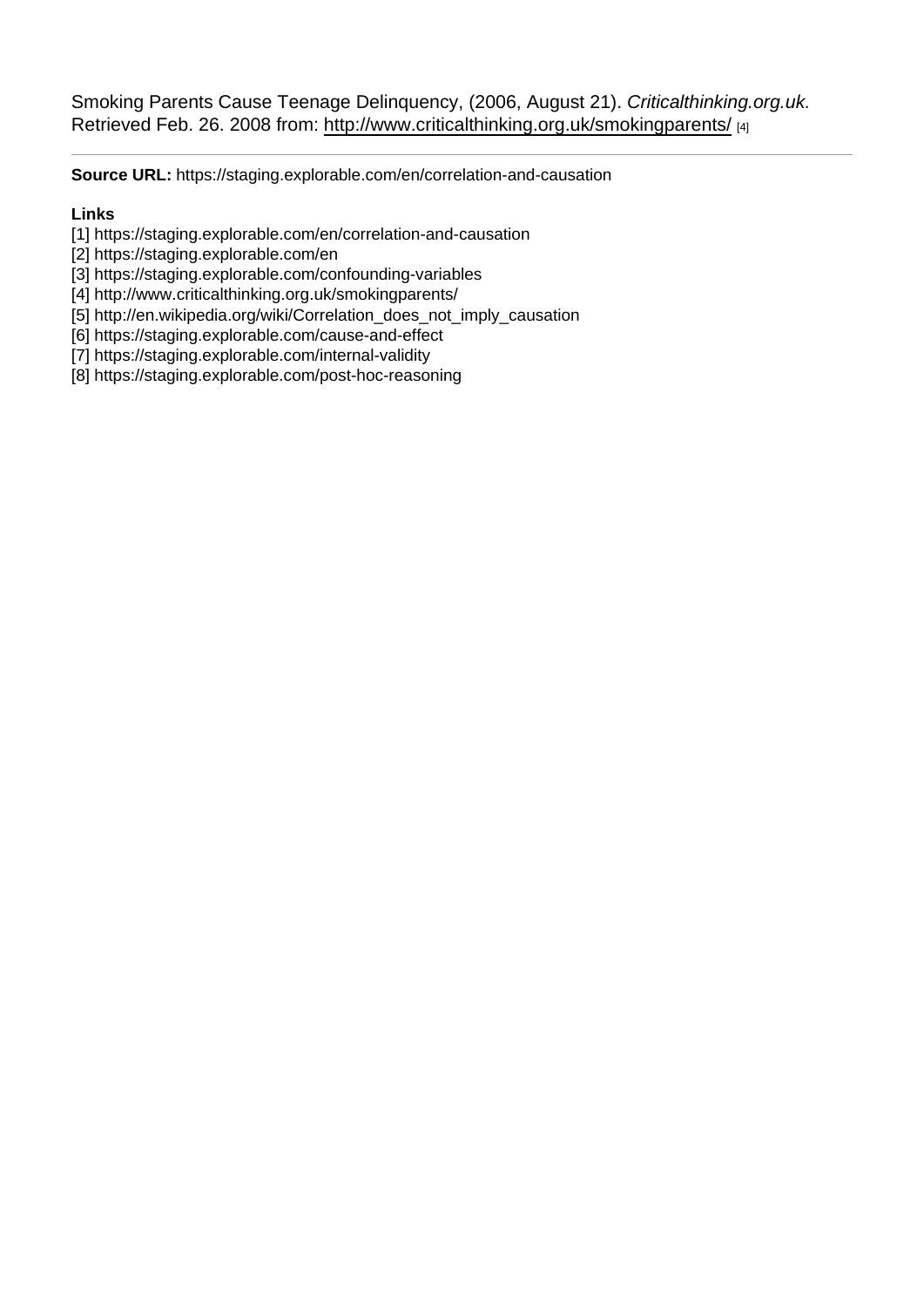Smoking Parents Cause Teenage Delinquency, (2006, August 21). *Criticalthinking.org.uk.* Retrieved Feb. 26. 2008 from: http://www.criticalthinking.org.uk/smokingparents/ [4]

---

**Source URL:** https://staging.explorable.com/en/correlation-and-causation

**Links**

[1] https://staging.explorable.com/en/correlation-and-causation
[2] https://staging.explorable.com/en
[3] https://staging.explorable.com/confounding-variables
[4] http://www.criticalthinking.org.uk/smokingparents/
[5] http://en.wikipedia.org/wiki/Correlation_does_not_imply_causation
[6] https://staging.explorable.com/cause-and-effect
[7] https://staging.explorable.com/internal-validity
[8] https://staging.explorable.com/post-hoc-reasoning